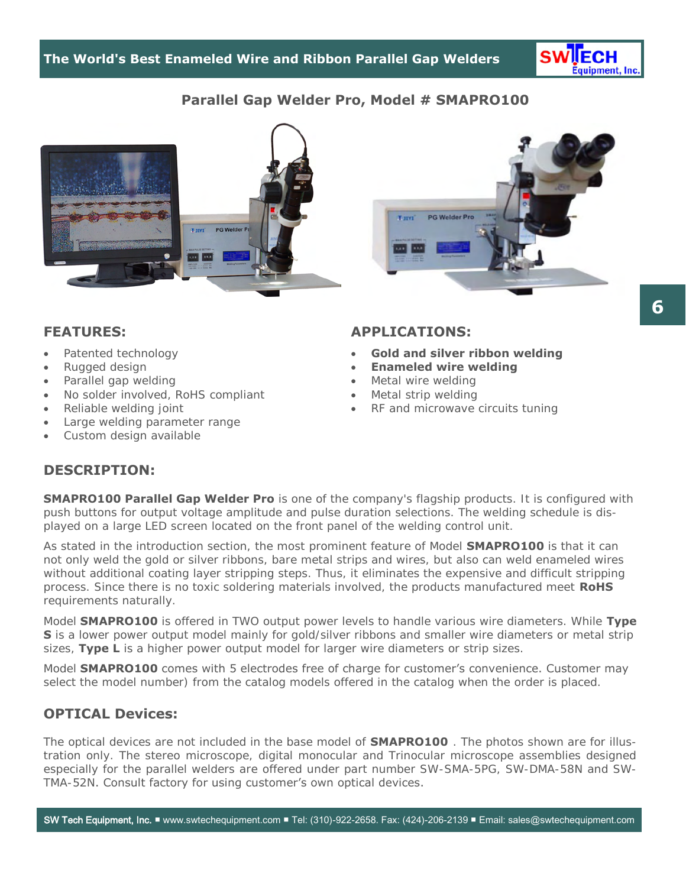# Parallel Gap Welder Pro, Model # SMAPRO100

## FEATURES:

- Patented technology
- Rugged design
- Parallel gap welding
- No solder involved, RoHS compliant
- Reliable welding joint
- Large welding parameter range
- Custom design available

## APPLICATIONS:

- **Gold and silver ribbon welding**
- **Enameled wire welding**
- Metal wire welding
- Metal strip welding
- RF and microwave circuits tuning

## DESCRIPTION:

**SMAPRO100 Parallel Gap Welder Pro** is one of the company's flagship products. It is configured with push buttons for output voltage amplitude and pulse duration selections. The welding schedule is displayed on a large LED screen located on the front panel of the welding control unit.

As stated in the introduction section, the most prominent feature of Model **SMAPRO100** is that it can not only weld the gold or silver ribbons, bare metal strips and wires, but also can weld enameled wires without additional coating layer stripping steps. Thus, it eliminates the expensive and difficult stripping process. Since there is no toxic soldering materials involved, the products manufactured meet **RoHS** requirements naturally.

Model **SMAPRO100** is offered in TWO output power levels to handle various wire diameters. While **Type S** is a lower power output model mainly for gold/silver ribbons and smaller wire diameters or metal strip sizes, **Type L** is a higher power output model for larger wire diameters or strip sizes.

Model **SMAPRO100** comes with 5 electrodes free of charge for customer's convenience. Customer may select the model number) from the catalog models offered in the catalog when the order is placed.

## OPTICAL Devices:

The optical devices are not included in the base model of **SMAPRO100** . The photos shown are for illustration only. The stereo microscope, digital monocular and Trinocular microscope assemblies designed especially for the parallel welders are offered under part number SW-SMA-5PG, SW-DMA-58N and SW-TMA-52N. Consult factory for using customer's own optical devices.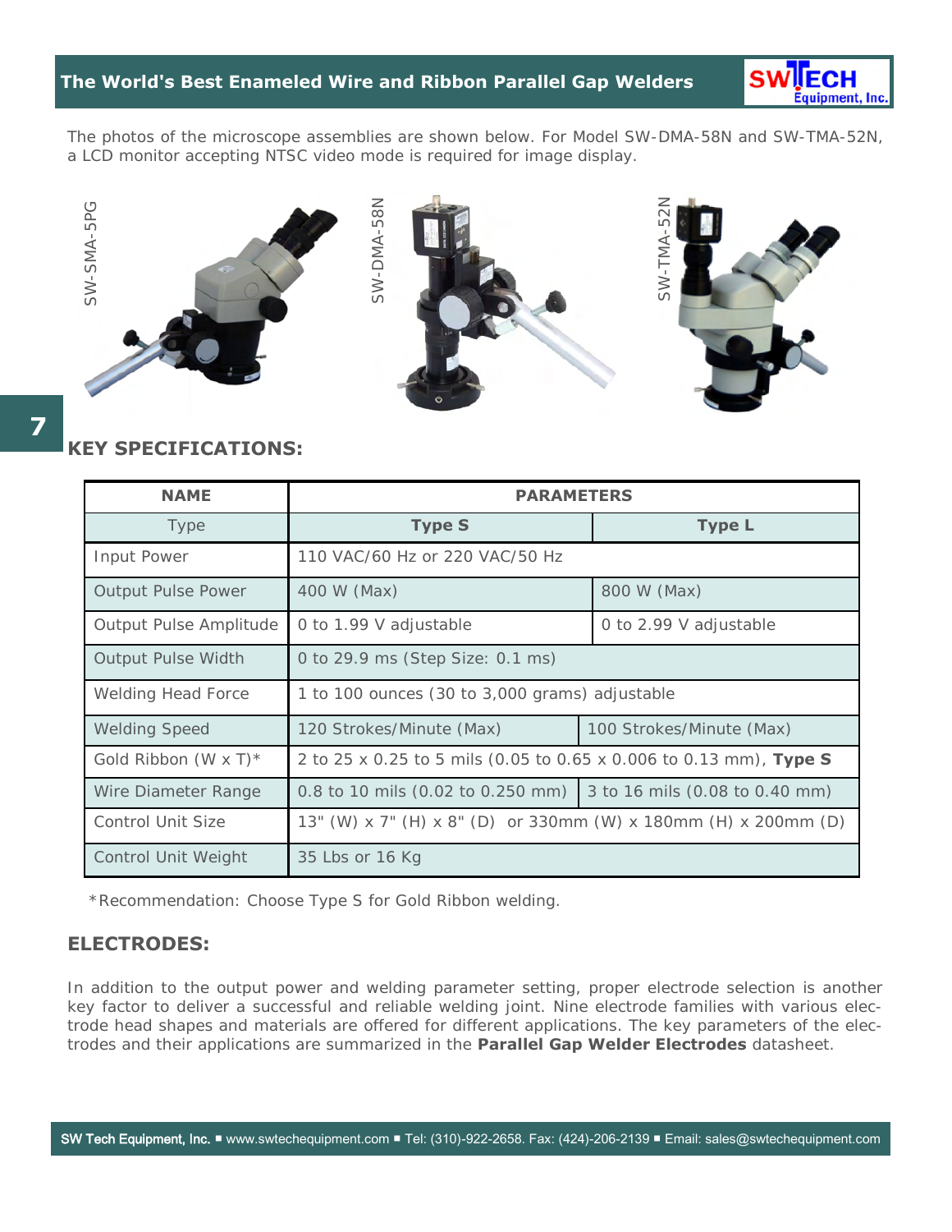The photos of the microscope assemblies are shown below. For Model SW-DMA-58N and SW-TMA-52N, a LCD monitor accepting NTSC video mode is required for image display.

SW-SMA-5PG

SW-DMA-58N

SW-TMA-52N

## KEY SPECIFICATIONS:

| NAME | PARAMETERS | |
|---|---|---|
| Type | **Type S** | **Type L** |
| Input Power | 110 VAC/60 Hz or 220 VAC/50 Hz | |
| Output Pulse Power | 400 W (Max) | 800 W (Max) |
| Output Pulse Amplitude | 0 to 1.99 V adjustable | 0 to 2.99 V adjustable |
| Output Pulse Width | 0 to 29.9 ms (Step Size: 0.1 ms) | |
| Welding Head Force | 1 to 100 ounces (30 to 3,000 grams) adjustable | |
| Welding Speed | 120 Strokes/Minute (Max) | 100 Strokes/Minute (Max) |
| Gold Ribbon (W x T)* | 2 to 25 x 0.25 to 5 mils (0.05 to 0.65 x 0.006 to 0.13 mm), **Type S** | |
| Wire Diameter Range | 0.8 to 10 mils (0.02 to 0.250 mm) | 3 to 16 mils (0.08 to 0.40 mm) |
| Control Unit Size | 13" (W) x 7" (H) x 8" (D) or 330mm (W) x 180mm (H) x 200mm (D) | |
| Control Unit Weight | 35 Lbs or 16 Kg | |

*Recommendation: Choose Type S for Gold Ribbon welding.

## ELECTRODES:

In addition to the output power and welding parameter setting, proper electrode selection is another key factor to deliver a successful and reliable welding joint. Nine electrode families with various electrode head shapes and materials are offered for different applications. The key parameters of the electrodes and their applications are summarized in the **Parallel Gap Welder Electrodes** datasheet.